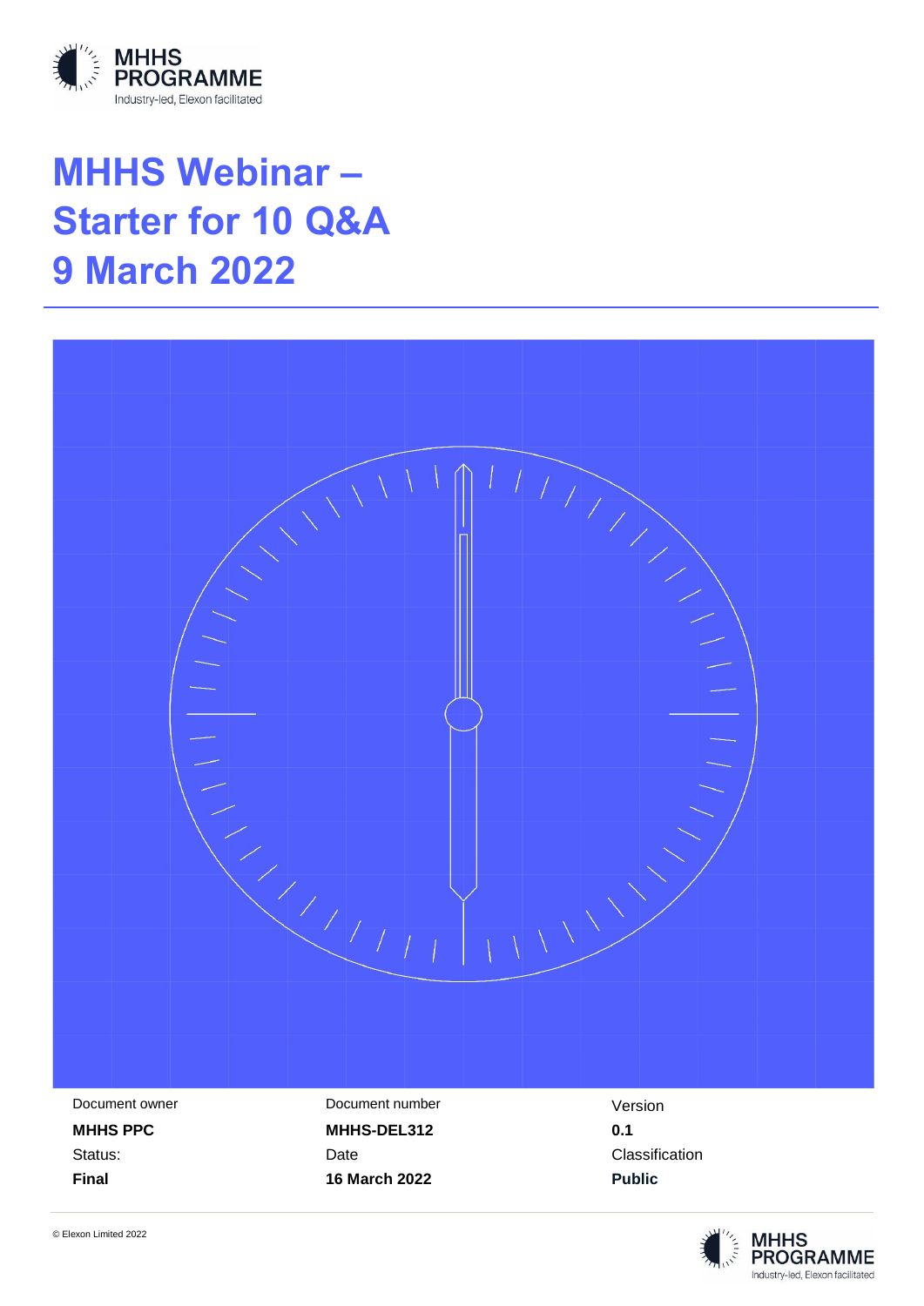# MHHS Webinar – Starter for 10 Q&A 9 March 2022

| | | |
|---|---|---|
| Document owner | Document number | Version |
| **MHHS PPC** | **MHHS-DEL312** | **0.1** |
| Status: | Date | Classification |
| **Final** | **16 March 2022** | **Public** |

© Elexon Limited 2022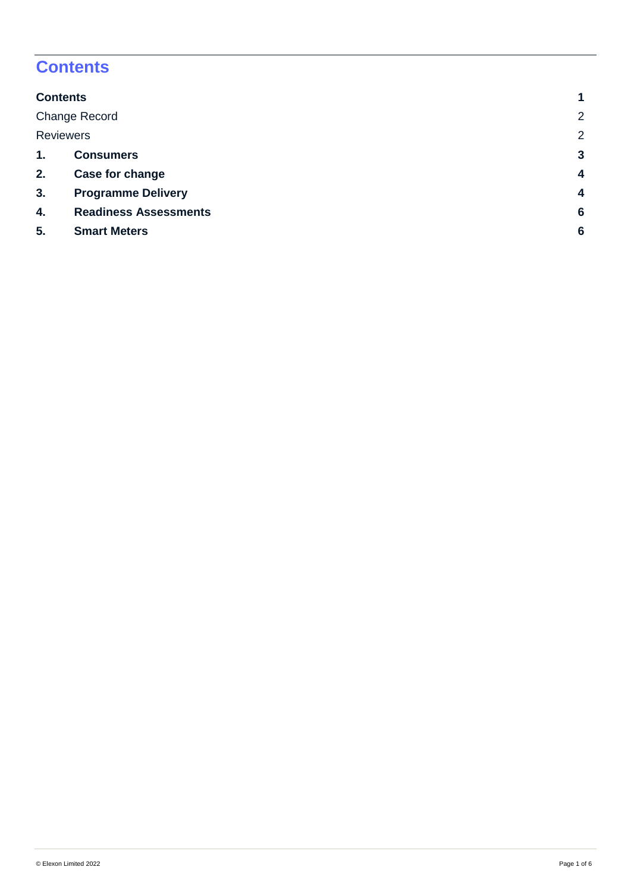# Contents

| | |
|---|---|
| **Contents** | **1** |
| Change Record | 2 |
| Reviewers | 2 |
| **1. Consumers** | **3** |
| **2. Case for change** | **4** |
| **3. Programme Delivery** | **4** |
| **4. Readiness Assessments** | **6** |
| **5. Smart Meters** | **6** |

© Elexon Limited 2022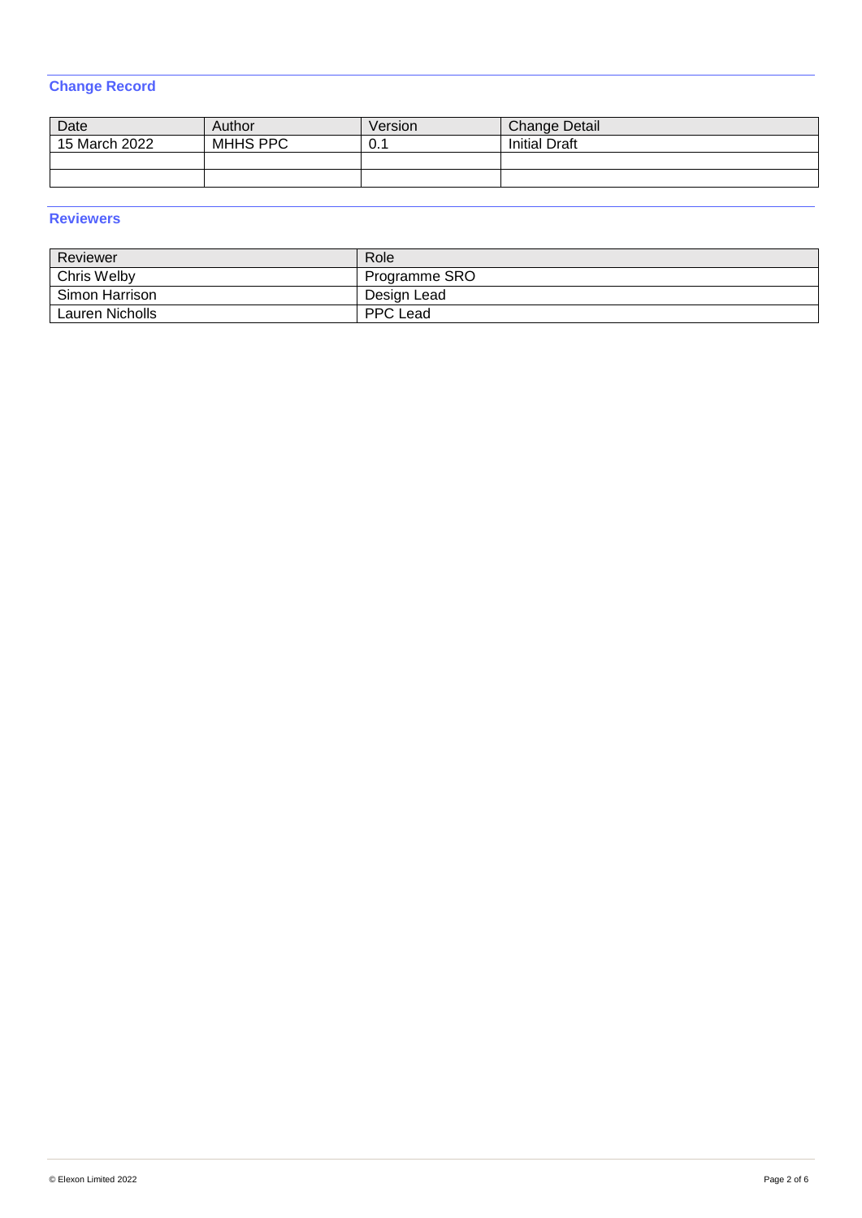## Change Record

| Date | Author | Version | Change Detail |
| --- | --- | --- | --- |
| 15 March 2022 | MHHS PPC | 0.1 | Initial Draft |
| | | | |
| | | | |

## Reviewers

| Reviewer | Role |
| --- | --- |
| Chris Welby | Programme SRO |
| Simon Harrison | Design Lead |
| Lauren Nicholls | PPC Lead |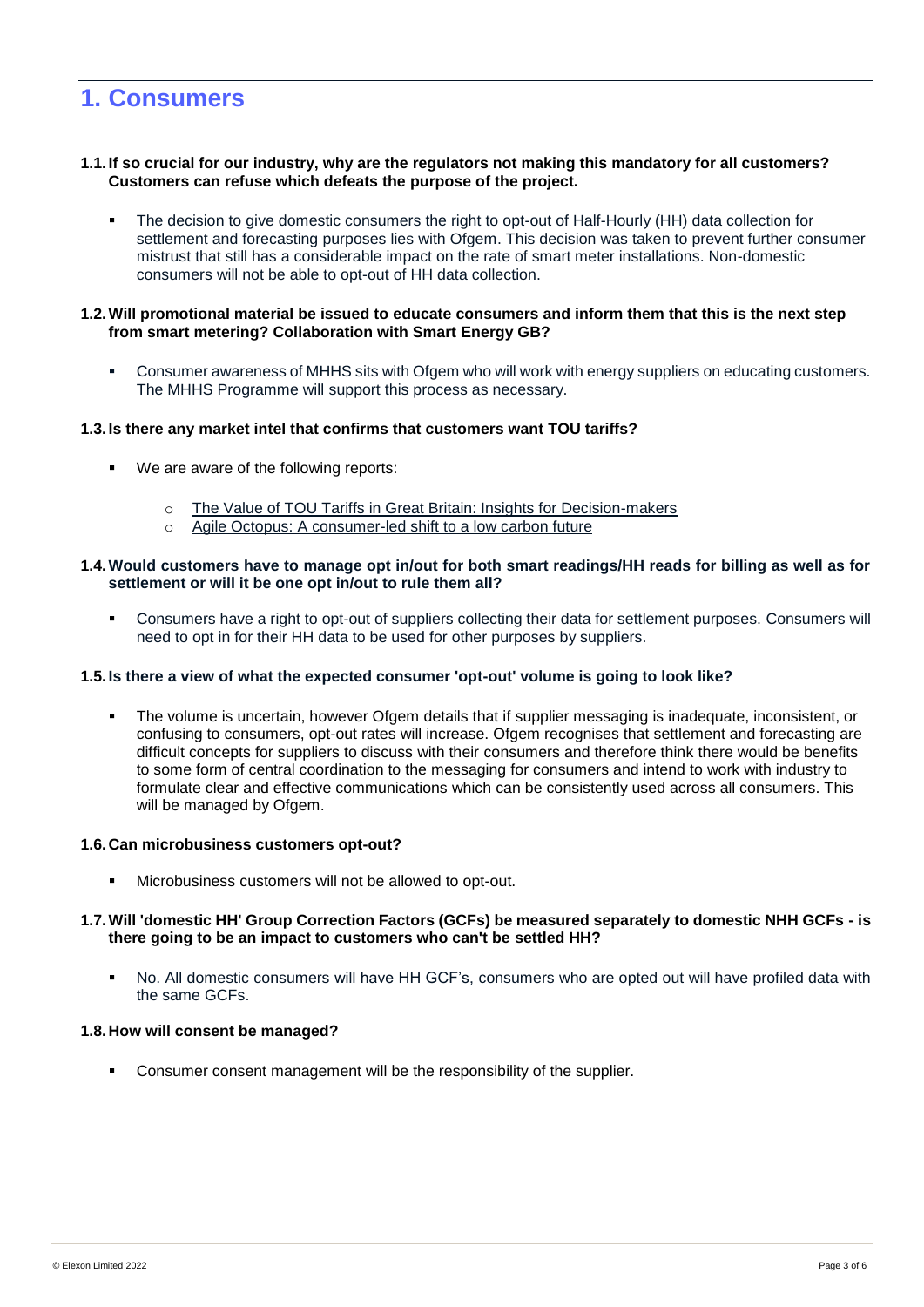# 1. Consumers

**1.1. If so crucial for our industry, why are the regulators not making this mandatory for all customers? Customers can refuse which defeats the purpose of the project.**

- The decision to give domestic consumers the right to opt-out of Half-Hourly (HH) data collection for settlement and forecasting purposes lies with Ofgem. This decision was taken to prevent further consumer mistrust that still has a considerable impact on the rate of smart meter installations. Non-domestic consumers will not be able to opt-out of HH data collection.

**1.2. Will promotional material be issued to educate consumers and inform them that this is the next step from smart metering? Collaboration with Smart Energy GB?**

- Consumer awareness of MHHS sits with Ofgem who will work with energy suppliers on educating customers. The MHHS Programme will support this process as necessary.

**1.3. Is there any market intel that confirms that customers want TOU tariffs?**

- We are aware of the following reports:
  - The Value of TOU Tariffs in Great Britain: Insights for Decision-makers
  - Agile Octopus: A consumer-led shift to a low carbon future

**1.4. Would customers have to manage opt in/out for both smart readings/HH reads for billing as well as for settlement or will it be one opt in/out to rule them all?**

- Consumers have a right to opt-out of suppliers collecting their data for settlement purposes. Consumers will need to opt in for their HH data to be used for other purposes by suppliers.

**1.5. Is there a view of what the expected consumer 'opt-out' volume is going to look like?**

- The volume is uncertain, however Ofgem details that if supplier messaging is inadequate, inconsistent, or confusing to consumers, opt-out rates will increase. Ofgem recognises that settlement and forecasting are difficult concepts for suppliers to discuss with their consumers and therefore think there would be benefits to some form of central coordination to the messaging for consumers and intend to work with industry to formulate clear and effective communications which can be consistently used across all consumers. This will be managed by Ofgem.

**1.6. Can microbusiness customers opt-out?**

- Microbusiness customers will not be allowed to opt-out.

**1.7. Will 'domestic HH' Group Correction Factors (GCFs) be measured separately to domestic NHH GCFs - is there going to be an impact to customers who can't be settled HH?**

- No. All domestic consumers will have HH GCF's, consumers who are opted out will have profiled data with the same GCFs.

**1.8. How will consent be managed?**

- Consumer consent management will be the responsibility of the supplier.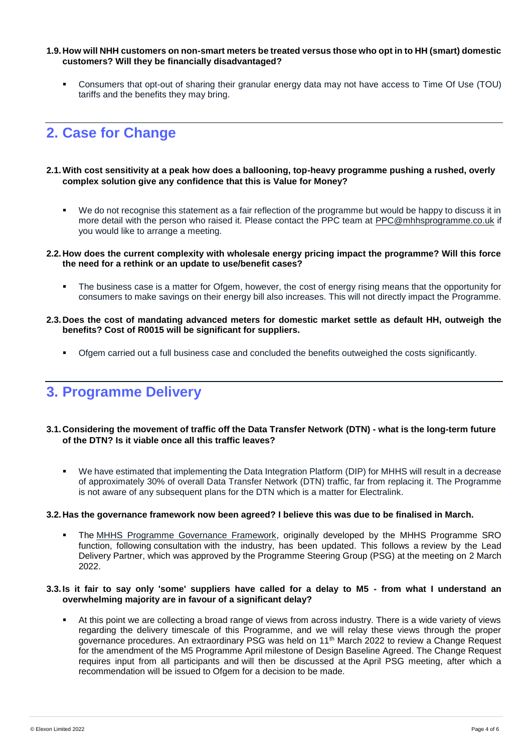**1.9. How will NHH customers on non-smart meters be treated versus those who opt in to HH (smart) domestic customers? Will they be financially disadvantaged?**

- Consumers that opt-out of sharing their granular energy data may not have access to Time Of Use (TOU) tariffs and the benefits they may bring.

## 2. Case for Change

**2.1. With cost sensitivity at a peak how does a ballooning, top-heavy programme pushing a rushed, overly complex solution give any confidence that this is Value for Money?**

- We do not recognise this statement as a fair reflection of the programme but would be happy to discuss it in more detail with the person who raised it. Please contact the PPC team at PPC@mhhsprogramme.co.uk if you would like to arrange a meeting.

**2.2. How does the current complexity with wholesale energy pricing impact the programme? Will this force the need for a rethink or an update to use/benefit cases?**

- The business case is a matter for Ofgem, however, the cost of energy rising means that the opportunity for consumers to make savings on their energy bill also increases. This will not directly impact the Programme.

**2.3. Does the cost of mandating advanced meters for domestic market settle as default HH, outweigh the benefits? Cost of R0015 will be significant for suppliers.**

- Ofgem carried out a full business case and concluded the benefits outweighed the costs significantly.

## 3. Programme Delivery

**3.1. Considering the movement of traffic off the Data Transfer Network (DTN) - what is the long-term future of the DTN? Is it viable once all this traffic leaves?**

- We have estimated that implementing the Data Integration Platform (DIP) for MHHS will result in a decrease of approximately 30% of overall Data Transfer Network (DTN) traffic, far from replacing it. The Programme is not aware of any subsequent plans for the DTN which is a matter for Electralink.

**3.2. Has the governance framework now been agreed? I believe this was due to be finalised in March.**

- The MHHS Programme Governance Framework, originally developed by the MHHS Programme SRO function, following consultation with the industry, has been updated. This follows a review by the Lead Delivery Partner, which was approved by the Programme Steering Group (PSG) at the meeting on 2 March 2022.

**3.3. Is it fair to say only 'some' suppliers have called for a delay to M5 - from what I understand an overwhelming majority are in favour of a significant delay?**

- At this point we are collecting a broad range of views from across industry. There is a wide variety of views regarding the delivery timescale of this Programme, and we will relay these views through the proper governance procedures. An extraordinary PSG was held on 11th March 2022 to review a Change Request for the amendment of the M5 Programme April milestone of Design Baseline Agreed. The Change Request requires input from all participants and will then be discussed at the April PSG meeting, after which a recommendation will be issued to Ofgem for a decision to be made.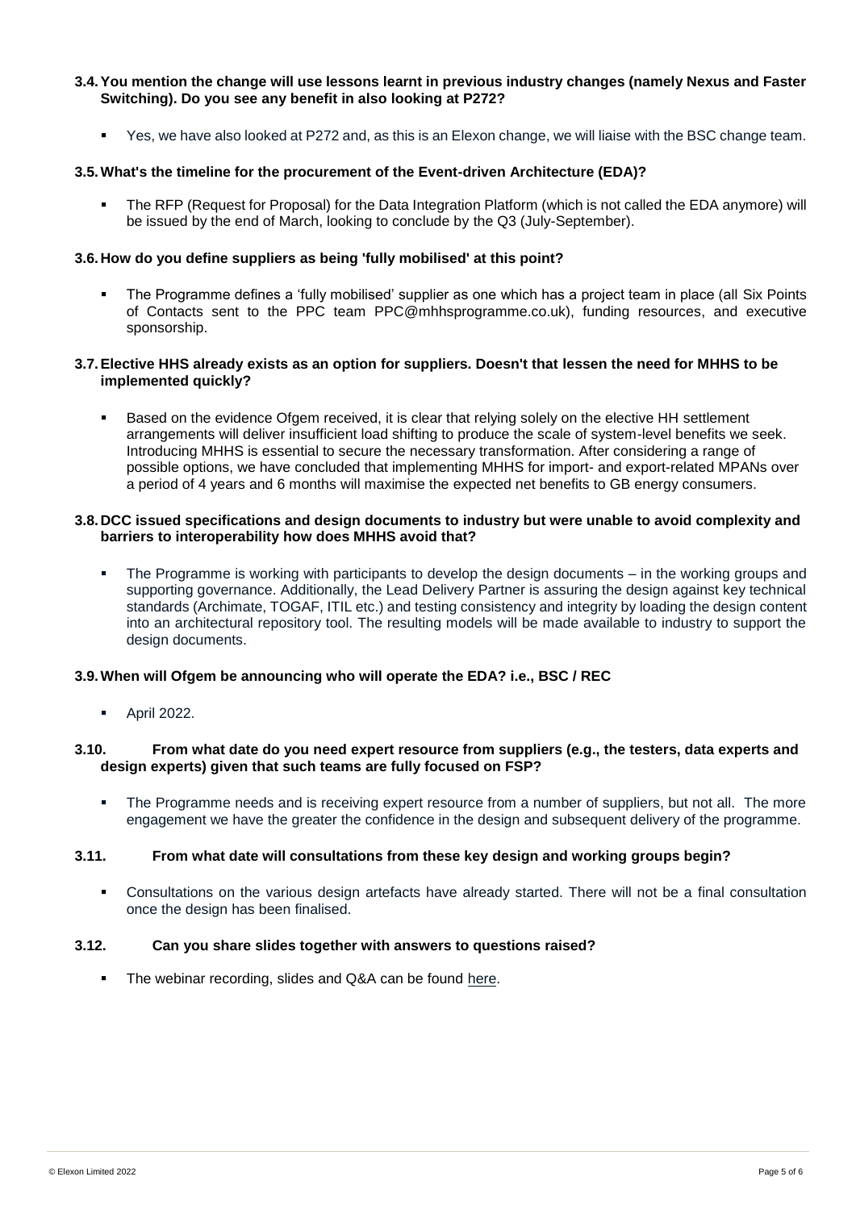**3.4. You mention the change will use lessons learnt in previous industry changes (namely Nexus and Faster Switching). Do you see any benefit in also looking at P272?**

- Yes, we have also looked at P272 and, as this is an Elexon change, we will liaise with the BSC change team.

**3.5. What's the timeline for the procurement of the Event-driven Architecture (EDA)?**

- The RFP (Request for Proposal) for the Data Integration Platform (which is not called the EDA anymore) will be issued by the end of March, looking to conclude by the Q3 (July-September).

**3.6. How do you define suppliers as being 'fully mobilised' at this point?**

- The Programme defines a 'fully mobilised' supplier as one which has a project team in place (all Six Points of Contacts sent to the PPC team PPC@mhhsprogramme.co.uk), funding resources, and executive sponsorship.

**3.7. Elective HHS already exists as an option for suppliers. Doesn't that lessen the need for MHHS to be implemented quickly?**

- Based on the evidence Ofgem received, it is clear that relying solely on the elective HH settlement arrangements will deliver insufficient load shifting to produce the scale of system-level benefits we seek. Introducing MHHS is essential to secure the necessary transformation. After considering a range of possible options, we have concluded that implementing MHHS for import- and export-related MPANs over a period of 4 years and 6 months will maximise the expected net benefits to GB energy consumers.

**3.8. DCC issued specifications and design documents to industry but were unable to avoid complexity and barriers to interoperability how does MHHS avoid that?**

- The Programme is working with participants to develop the design documents – in the working groups and supporting governance. Additionally, the Lead Delivery Partner is assuring the design against key technical standards (Archimate, TOGAF, ITIL etc.) and testing consistency and integrity by loading the design content into an architectural repository tool. The resulting models will be made available to industry to support the design documents.

**3.9. When will Ofgem be announcing who will operate the EDA? i.e., BSC / REC**

- April 2022.

**3.10. From what date do you need expert resource from suppliers (e.g., the testers, data experts and design experts) given that such teams are fully focused on FSP?**

- The Programme needs and is receiving expert resource from a number of suppliers, but not all. The more engagement we have the greater the confidence in the design and subsequent delivery of the programme.

**3.11. From what date will consultations from these key design and working groups begin?**

- Consultations on the various design artefacts have already started. There will not be a final consultation once the design has been finalised.

**3.12. Can you share slides together with answers to questions raised?**

- The webinar recording, slides and Q&A can be found here.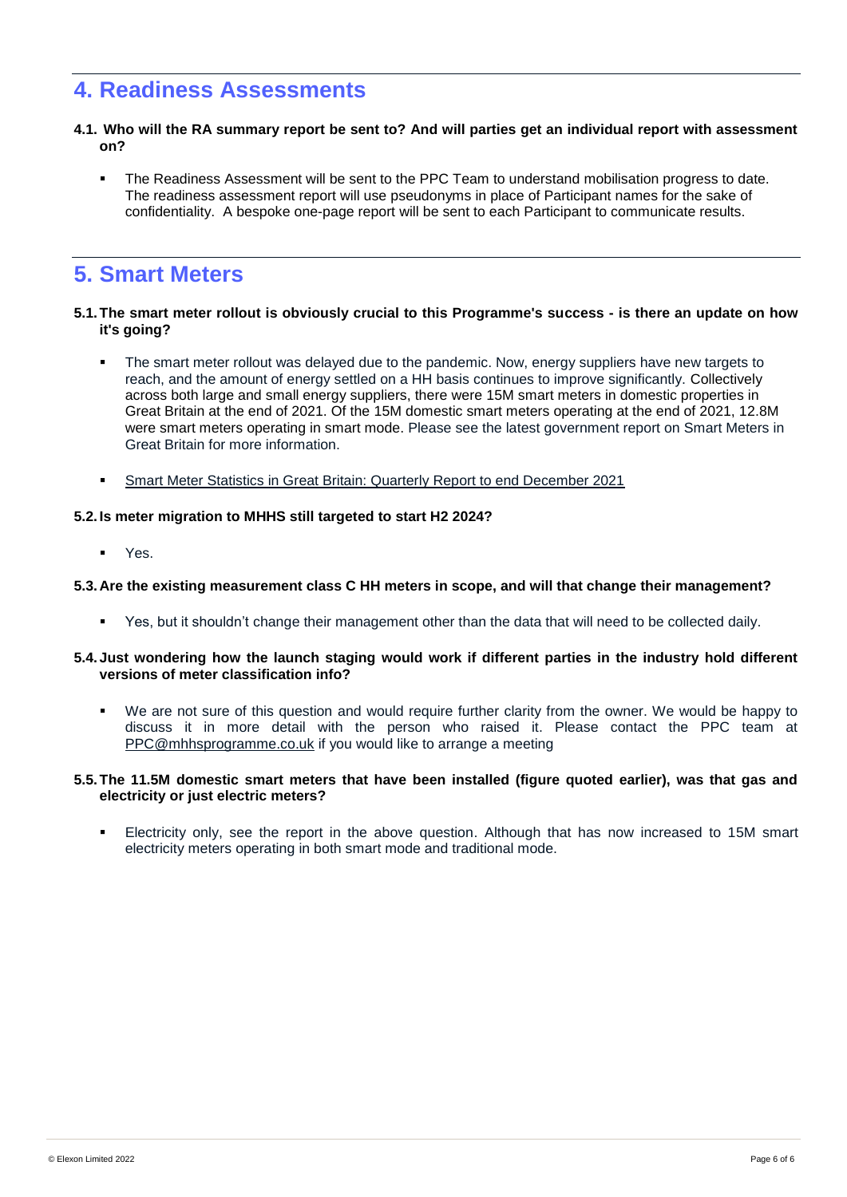## 4. Readiness Assessments

**4.1. Who will the RA summary report be sent to? And will parties get an individual report with assessment on?**

- The Readiness Assessment will be sent to the PPC Team to understand mobilisation progress to date. The readiness assessment report will use pseudonyms in place of Participant names for the sake of confidentiality. A bespoke one-page report will be sent to each Participant to communicate results.

## 5. Smart Meters

**5.1. The smart meter rollout is obviously crucial to this Programme's success - is there an update on how it's going?**

- The smart meter rollout was delayed due to the pandemic. Now, energy suppliers have new targets to reach, and the amount of energy settled on a HH basis continues to improve significantly. Collectively across both large and small energy suppliers, there were 15M smart meters in domestic properties in Great Britain at the end of 2021. Of the 15M domestic smart meters operating at the end of 2021, 12.8M were smart meters operating in smart mode. Please see the latest government report on Smart Meters in Great Britain for more information.
- Smart Meter Statistics in Great Britain: Quarterly Report to end December 2021

**5.2. Is meter migration to MHHS still targeted to start H2 2024?**

- Yes.

**5.3. Are the existing measurement class C HH meters in scope, and will that change their management?**

- Yes, but it shouldn't change their management other than the data that will need to be collected daily.

**5.4. Just wondering how the launch staging would work if different parties in the industry hold different versions of meter classification info?**

- We are not sure of this question and would require further clarity from the owner. We would be happy to discuss it in more detail with the person who raised it. Please contact the PPC team at PPC@mhhsprogramme.co.uk if you would like to arrange a meeting

**5.5. The 11.5M domestic smart meters that have been installed (figure quoted earlier), was that gas and electricity or just electric meters?**

- Electricity only, see the report in the above question. Although that has now increased to 15M smart electricity meters operating in both smart mode and traditional mode.